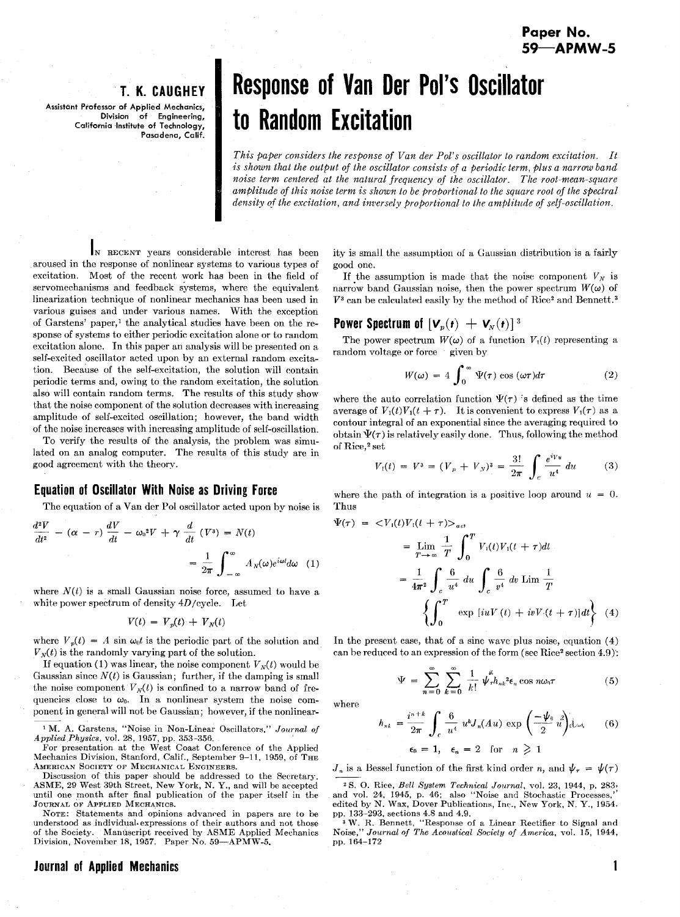Paper No. 59—APMW-5

**T. K. CAUGHEY**

Assistant Professor of Applied Mechanics, Division of Engineering, California Institute of Technology, Pasadena, Calif.

# Response of Van Der Pol's Oscillator to Random Excitation

*This paper considers the response of Van der Pol's oscillator to random excitation. It is shown that the output of the oscillator consists of a periodic term, plus a narrow band noise term centered at the natural frequency of the oscillator. The root-mean-square amplitude of this noise term is shown to be proportional to the square root of the spectral density of the excitation, and inversely proportional to the amplitude of self-oscillation.*

In recent years considerable interest has been aroused in the response of nonlinear systems to various types of excitation. Most of the recent work has been in the field of servomechanisms and feedback systems, where the equivalent linearization technique of nonlinear mechanics has been used in various guises and under various names. With the exception of Garstens' paper,[1] the analytical studies have been on the response of systems to either periodic excitation alone or to random excitation alone. In this paper an analysis will be presented on a self-excited oscillator acted upon by an external random excitation. Because of the self-excitation, the solution will contain periodic terms and, owing to the random excitation, the solution also will contain random terms. The results of this study show that the noise component of the solution decreases with increasing amplitude of self-excited oscillation; however, the band width of the noise increases with increasing amplitude of self-oscillation.

To verify the results of the analysis, the problem was simulated on an analog computer. The results of this study are in good agreement with the theory.

## Equation of Oscillator With Noise as Driving Force

The equation of a Van der Pol oscillator acted upon by noise is

$$\frac{d^2V}{dt^2} - (\alpha - r)\frac{dV}{dt} - \omega_0^2 V + \gamma \frac{d}{dt}(V^3) = N(t)$$

$$= \frac{1}{2\pi}\int_{-\infty}^{\infty} A_N(\omega)e^{i\omega t}d\omega \quad (1)$$

where $N(t)$ is a small Gaussian noise force, assumed to have a white power spectrum of density $4D$/cycle. Let

$$V(t) = V_p(t) + V_N(t)$$

where $V_p(t) = A \sin \omega_0 t$ is the periodic part of the solution and $V_N(t)$ is the randomly varying part of the solution.

If equation (1) was linear, the noise component $V_N(t)$ would be Gaussian since $N(t)$ is Gaussian; further, if the damping is small the noise component $V_N(t)$ is confined to a narrow band of frequencies close to $\omega_0$. In a nonlinear system the noise component in general will not be Gaussian; however, if the nonlinearity is small the assumption of a Gaussian distribution is a fairly good one.

If the assumption is made that the noise component $V_N$ is narrow band Gaussian noise, then the power spectrum $W(\omega)$ of $V^3$ can be calculated easily by the method of Rice[2] and Bennett.[3]

## Power Spectrum of $[V_p(t) + V_N(t)]^3$

The power spectrum $W(\omega)$ of a function $V_1(t)$ representing a random voltage or force given by

$$W(\omega) = 4\int_0^{\infty} \Psi(\tau)\cos(\omega\tau)d\tau \quad (2)$$

where the auto correlation function $\Psi(\tau)$ is defined as the time average of $V_1(t)V_1(t+\tau)$. It is convenient to express $V_1(\tau)$ as a contour integral of an exponential since the averaging required to obtain $\Psi(\tau)$ is relatively easily done. Thus, following the method of Rice,[2] set

$$V_1(t) = V^3 = (V_p + V_N)^3 = \frac{3!}{2\pi}\int_c \frac{e^{iVu}}{u^4}du \quad (3)$$

where the path of integration is a positive loop around $u = 0$. Thus

$$\Psi(\tau) = \langle V_1(t)V_1(t+\tau)\rangle_{av}$$

$$= \lim_{T\to\infty}\frac{1}{T}\int_0^T V_1(t)V_1(t+\tau)dt$$

$$= \frac{1}{4\pi^2}\int_c \frac{6}{u^4}du \int_c \frac{6}{v^4}dv \lim \frac{1}{T}$$

$$\left\{\int_0^T \exp\left[iuV(t) + ivV(t+\tau)\right]dt\right\} \quad (4)$$

In the present case, that of a sine wave plus noise, equation (4) can be reduced to an expression of the form (see Rice[2] section 4.9):

$$\Psi = \sum_{n=0}^{\infty}\sum_{k=0}^{\infty}\frac{1}{k!}\psi_\tau{}^k h_{nk}{}^2 \epsilon_n \cos n\omega_0\tau \quad (5)$$

where

$$h_{nk} = \frac{i^{n+k}}{2\pi}\int_c \frac{6}{u^4}u^k J_n(Au)\exp\left(\frac{-\psi_0}{2}u^2\right)du \quad (6)$$

$$\epsilon_0 = 1, \quad \epsilon_n = 2 \quad \text{for} \quad n \geqslant 1$$

$J_n$ is a Bessel function of the first kind order $n$, and $\psi_\tau = \psi(\tau)$

---

[1] M. A. Garstens, "Noise in Non-Linear Oscillators," *Journal of Applied Physics*, vol. 28, 1957, pp. 353–356.

For presentation at the West Coast Conference of the Applied Mechanics Division, Stanford, Calif., September 9–11, 1959, of The American Society of Mechanical Engineers.

Discussion of this paper should be addressed to the Secretary, ASME, 29 West 39th Street, New York, N. Y., and will be accepted until one month after final publication of the paper itself in the Journal of Applied Mechanics.

Note: Statements and opinions advanced in papers are to be understood as individual expressions of their authors and not those of the Society. Manuscript received by ASME Applied Mechanics Division, November 18, 1957. Paper No. 59—APMW-5.

[2] S. O. Rice, *Bell System Technical Journal*, vol. 23, 1944, p. 283, and vol. 24, 1945, p. 46; also "Noise and Stochastic Processes," edited by N. Wax, Dover Publications, Inc., New York, N. Y., 1954, pp. 133–293, sections 4.8 and 4.9.

[3] W. R. Bennett, "Response of a Linear Rectifier to Signal and Noise," *Journal of The Acoustical Society of America*, vol. 15, 1944, pp. 164–172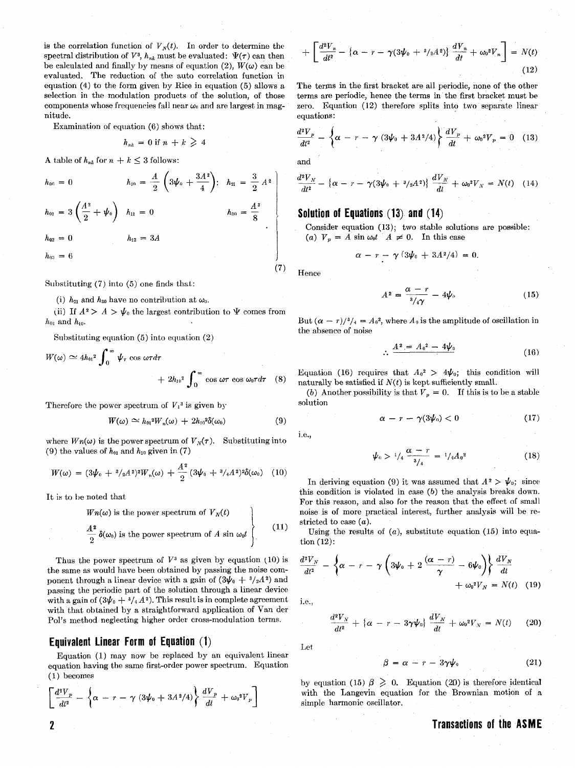is the correlation function of $V_N(t)$. In order to determine the spectral distribution of $V^3$, $h_{nk}$ must be evaluated: $\Psi(\tau)$ can then be calculated and finally by means of equation (2), $W(\omega)$ can be evaluated. The reduction of the auto correlation function in equation (4) to the form given by Rice in equation (5) allows a selection in the modulation products of the solution, of those components whose frequencies fall near $\omega_0$ and are largest in magnitude.

Examination of equation (6) shows that:

$$h_{nk} = 0 \text{ if } n + k \geqslant 4$$

A table of $h_{nk}$ for $n + k \leq 3$ follows:

$$\left.\begin{aligned}
&h_{00} = 0 \qquad h_{10} = \frac{A}{2}\left(3\psi_0 + \frac{3A^2}{4}\right); \quad h_{21} = \frac{3}{2}A^2 \\
&h_{01} = 3\left(\frac{A^2}{2} + \psi_0\right) \quad h_{11} = 0 \qquad h_{30} = \frac{A^3}{8} \\
&h_{02} = 0 \qquad h_{12} = 3A \\
&h_{03} = 6
\end{aligned}\right\} \tag{7}$$

Substituting (7) into (5) one finds that:

(i) $h_{21}$ and $h_{30}$ have no contribution at $\omega_0$.

(ii) If $A^2 > A > \psi_0$ the largest contribution to $\Psi$ comes from $h_{01}$ and $h_{10}$.

Substituting equation (5) into equation (2)

$$W(\omega) \simeq 4h_{01}^2 \int_0^\infty \psi_\tau \cos \omega\tau d\tau + 2h_{10}^2 \int_0^\infty \cos \omega\tau \cos \omega_0\tau d\tau \tag{8}$$

Therefore the power spectrum of $V_1^3$ is given by

$$W(\omega) \simeq h_{01}^2 W_n(\omega) + 2h_{10}^2\delta(\omega_0) \tag{9}$$

where $Wn(\omega)$ is the power spectrum of $V_N(\tau)$. Substituting into (9) the values of $h_{01}$ and $h_{10}$ given in (7)

$$W(\omega) = (3\psi_0 + {}^3/_2A^2)^2 W_n(\omega) + \frac{A^2}{2}(3\psi_0 + {}^3/_4A^2)^2\delta(\omega_0) \tag{10}$$

It is to be noted that

$$\left.\begin{aligned}
&Wn(\omega) \text{ is the power spectrum of } V_N(t) \\
&\frac{A^2}{2}\delta(\omega_0) \text{ is the power spectrum of } A \sin \omega_0 t
\end{aligned}\right\} \tag{11}$$

Thus the power spectrum of $V^3$ as given by equation (10) is the same as would have been obtained by passing the noise component through a linear device with a gain of $(3\psi_0 + {}^3/_2A^2)$ and passing the periodic part of the solution through a linear device with a gain of $(3\psi_0 + {}^3/_4A^2)$. This result is in complete agreement with that obtained by a straightforward application of Van der Pol's method neglecting higher order cross-modulation terms.

## Equivalent Linear Form of Equation (1)

Equation (1) may now be replaced by an equivalent linear equation having the same first-order power spectrum. Equation (1) becomes

$$\left[\frac{d^2V_p}{dt^2} - \left\{\alpha - r - \gamma(3\psi_0 + 3A^2/4)\right\}\frac{dV_p}{dt} + \omega_0^2 V_p\right] + \left[\frac{d^2V_n}{dt^2} - \{\alpha - r - \gamma(3\psi_0 + {}^3/_2A^2)\}\frac{dV_n}{dt} + \omega_0^2 V_n\right] = N(t) \tag{12}$$

The terms in the first bracket are all periodic, none of the other terms are periodic, hence the terms in the first bracket must be zero. Equation (12) therefore splits into two separate linear equations:

$$\frac{d^2V_p}{dt^2} - \left\{\alpha - r - \gamma(3\psi_0 + 3A^2/4)\right\}\frac{dV_p}{dt} + \omega_0^2 V_p = 0 \tag{13}$$

and

$$\frac{d^2V_N}{dt^2} - \{\alpha - r - \gamma(3\psi_0 + {}^3/_2A^2)\}\frac{dV_N}{dt} + \omega_0^2 V_N = N(t) \tag{14}$$

## Solution of Equations (13) and (14)

Consider equation (13); two stable solutions are possible: (a) $V_p = A \sin \omega_0 t \quad A \neq 0$. In this case

$$\alpha - r - \gamma(3\psi_0 + 3A^2/4) = 0.$$

Hence

$$A^2 = \frac{\alpha - r}{{}^3/_4\gamma} - 4\psi_0 \tag{15}$$

But $(\alpha - r)/{}^3/_4 = A_0^2$, where $A_0$ is the amplitude of oscillation in the absence of noise

$$\therefore \quad A^2 = A_0^2 - 4\psi_0 \tag{16}$$

Equation (16) requires that $A_0^2 > 4\psi_0$; this condition will naturally be satisfied if $N(t)$ is kept sufficiently small.

(b) Another possibility is that $V_p = 0$. If this is to be a stable solution

$$\alpha - r - \gamma(3\psi_0) < 0 \tag{17}$$

i.e.,

$$\psi_0 > {}^1/_4 \frac{\alpha - r}{{}^3/_4} = {}^1/_4 A_0^2 \tag{18}$$

In deriving equation (9) it was assumed that $A^2 > \psi_0$; since this condition is violated in case (b) the analysis breaks down. For this reason, and also for the reason that the effect of small noise is of more practical interest, further analysis will be restricted to case (a).

Using the results of (a), substitute equation (15) into equation (12):

$$\frac{d^2V_N}{dt^2} - \left\{\alpha - r - \gamma\left(3\psi_0 + 2\frac{(\alpha - r)}{\gamma} - 6\psi_0\right)\right\}\frac{dV_N}{dt} + \omega_0^2 V_N = N(t) \tag{19}$$

i.e.,

$$\frac{d^2V_N}{dt^2} + \{\alpha - r - 3\gamma\psi_0\}\frac{dV_N}{dt} + \omega_0^2 V_N = N(t) \tag{20}$$

Let

$$\beta = \alpha - r - 3\gamma\psi_0 \tag{21}$$

by equation (15) $\beta \geqslant 0$. Equation (20) is therefore identical with the Langevin equation for the Brownian motion of a simple harmonic oscillator.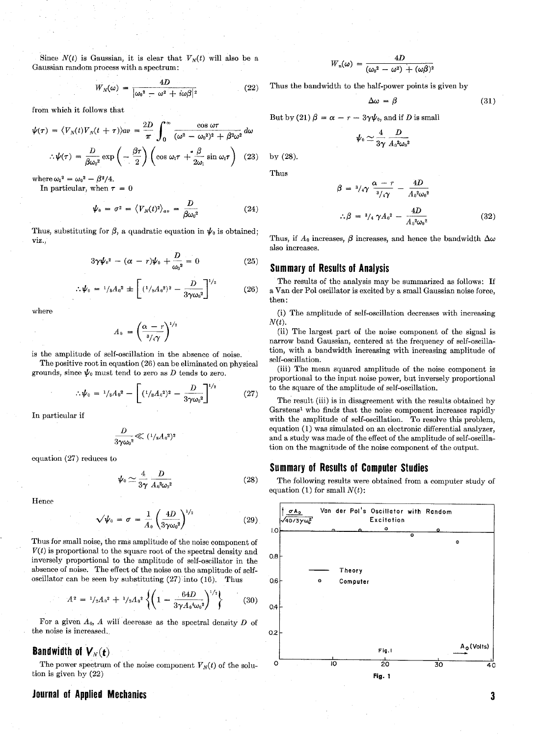Since $N(t)$ is Gaussian, it is clear that $V_N(t)$ will also be a Gaussian random process with a spectrum:

$$W_N(\omega) = \frac{4D}{|\omega_0^2 - \omega^2 + i\omega\beta|^2} \tag{22}$$

from which it follows that

$$\psi(\tau) = \langle V_N(t)V_N(t+\tau)\rangle av = \frac{2D}{\pi}\int_0^\infty \frac{\cos\omega\tau}{(\omega^2 - \omega_0^2)^2 + \beta^2\omega^2}\,d\omega$$

$$\therefore \psi(\tau) = \frac{D}{\beta\omega_0^2}\exp\left(-\frac{\beta\tau}{2}\right)\left(\cos\omega_1\tau + \frac{\beta}{2\omega_1}\sin\omega_1\tau\right) \tag{23}$$

where $\omega_1^2 = \omega_0^2 - \beta^2/4$.

In particular, when $\tau = 0$

$$\psi_0 = \sigma^2 = \langle V_N(t)^2\rangle_{av} = \frac{D}{\beta\omega_0^2} \tag{24}$$

Thus, substituting for $\beta$, a quadratic equation in $\psi_0$ is obtained; viz.,

$$3\gamma\psi_0^2 - (\alpha - r)\psi_0 + \frac{D}{\omega_0^2} = 0 \tag{25}$$

$$\therefore \psi_0 = {}^1/_8A_0^2 \pm \left[({}^1/_8A_0^2)^2 - \frac{D}{3\gamma\omega_0^2}\right]^{1/2} \tag{26}$$

where

$$A_0 = \left(\frac{\alpha - r}{{}^3/_4\gamma}\right)^{1/2}$$

is the amplitude of self-oscillation in the absence of noise.

The positive root in equation (26) can be eliminated on physical grounds, since $\psi_0$ must tend to zero as $D$ tends to zero.

$$\therefore \psi_0 = {}^1/_8A_0^2 - \left[({}^1/_8A_0^2)^2 - \frac{D}{3\gamma\omega_0^2}\right]^{1/2} \tag{27}$$

In particular if

$$\frac{D}{3\gamma\omega_0^2} \ll ({}^1/_8A_0^2)^2$$

equation (27) reduces to

$$\psi_0 \simeq \frac{4}{3\gamma}\frac{D}{A_0^2\omega_0^2} \tag{28}$$

Hence

$$\sqrt{\psi_0} = \sigma = \frac{1}{A_0}\left(\frac{4D}{3\gamma\omega_0^2}\right)^{1/2} \tag{29}$$

Thus for small noise, the rms amplitude of the noise component of $V(t)$ is proportional to the square root of the spectral density and inversely proportional to the amplitude of self-oscillator in the absence of noise. The effect of the noise on the amplitude of self-oscillator can be seen by substituting (27) into (16). Thus

$$A^2 = {}^1/_2A_0^2 + {}^1/_2A_0^2\left\{\left(1 - \frac{64D}{3\gamma A_0^4\omega_0^2}\right)^{1/2}\right\} \tag{30}$$

For a given $A_0$, $A$ will decrease as the spectral density $D$ of the noise is increased.

## Bandwidth of $V_N(t)$

The power spectrum of the noise component $V_N(t)$ of the solution is given by (22)

$$W_n(\omega) = \frac{4D}{(\omega_0^2 - \omega^2) + (\omega\beta)^2}$$

Thus the bandwidth to the half-power points is given by

$$\Delta\omega = \beta \tag{31}$$

But by (21) $\beta = \alpha - r - 3\gamma\psi_0$, and if $D$ is small

$$\psi_0 \simeq \frac{4}{3\gamma}\frac{D}{A_0^2\omega_0^2}$$

by (28).

Thus

$$\beta = {}^3/_4\gamma\frac{\alpha - r}{{}^3/_4\gamma} - \frac{4D}{A_0^2\omega_0^2}$$

$$\therefore \beta = {}^3/_4\gamma A_0^2 - \frac{4D}{A_0^2\omega_0^2} \tag{32}$$

Thus, if $A_0$ increases, $\beta$ increases, and hence the bandwidth $\Delta\omega$ also increases.

## Summary of Results of Analysis

The results of the analysis may be summarized as follows: If a Van der Pol oscillator is excited by a small Gaussian noise force, then:

(i) The amplitude of self-oscillation decreases with increasing $N(t)$.

(ii) The largest part of the noise component of the signal is narrow band Gaussian, centered at the frequency of self-oscillation, with a bandwidth increasing with increasing amplitude of self-oscillation.

(iii) The mean squared amplitude of the noise component is proportional to the input noise power, but inversely proportional to the square of the amplitude of self-oscillation.

The result (iii) is in disagreement with the results obtained by Garstens[1] who finds that the noise component increases rapidly with the amplitude of self-oscillation. To resolve this problem, equation (1) was simulated on an electronic differential analyzer, and a study was made of the effect of the amplitude of self-oscillation on the magnitude of the noise component of the output.

## Summary of Results of Computer Studies

The following results were obtained from a computer study of equation (1) for small $N(t)$:

Fig. 1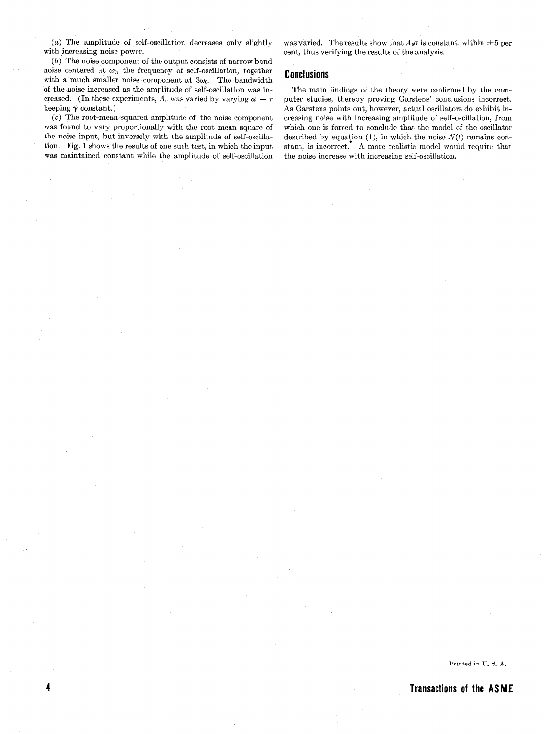(*a*) The amplitude of self-oscillation decreases only slightly with increasing noise power.

(*b*) The noise component of the output consists of narrow band noise centered at $\omega_0$, the frequency of self-oscillation, together with a much smaller noise component at $3\omega_0$. The bandwidth of the noise increased as the amplitude of self-oscillation was increased. (In these experiments, $A_0$ was varied by varying $\alpha - r$ keeping $\gamma$ constant.)

(*c*) The root-mean-squared amplitude of the noise component was found to vary proportionally with the root mean square of the noise input, but inversely with the amplitude of self-oscillation. Fig. 1 shows the results of one such test, in which the input was maintained constant while the amplitude of self-oscillation was varied. The results show that $A_0\sigma$ is constant, within $\pm 5$ per cent, thus verifying the results of the analysis.

## Conclusions

The main findings of the theory were confirmed by the computer studies, thereby proving Garstens' conclusions incorrect. As Garstens points out, however, actual oscillators do exhibit increasing noise with increasing amplitude of self-oscillation, from which one is forced to conclude that the model of the oscillator described by equation (1), in which the noise $N(t)$ remains constant, is incorrect. A more realistic model would require that the noise increase with increasing self-oscillation.

Printed in U. S. A.